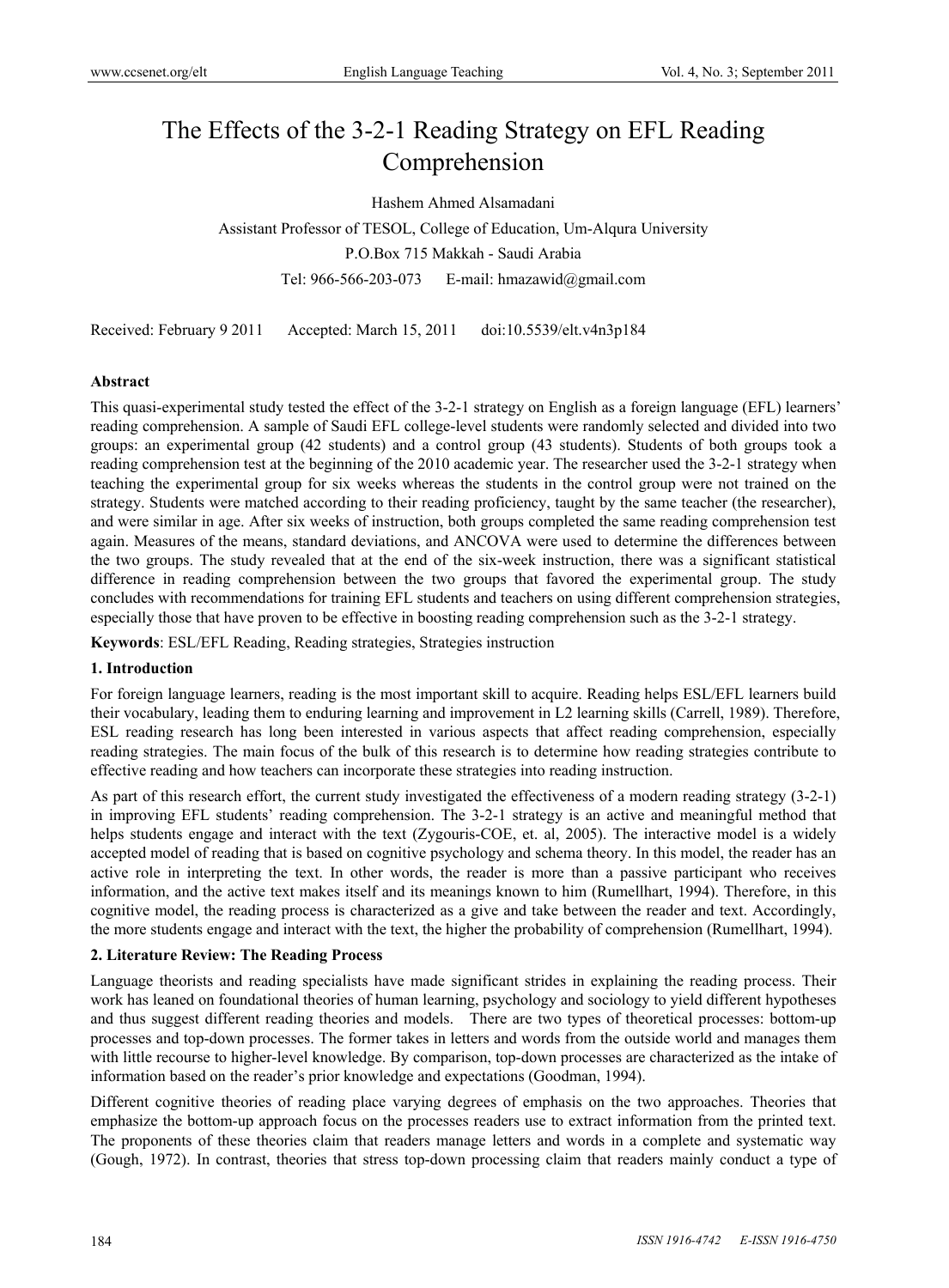# The Effects of the 3-2-1 Reading Strategy on EFL Reading Comprehension

Hashem Ahmed Alsamadani

Assistant Professor of TESOL, College of Education, Um-Alqura University

P.O.Box 715 Makkah - Saudi Arabia

Tel: 966-566-203-073 E-mail: hmazawid@gmail.com

Received: February 9 2011 Accepted: March 15, 2011 doi:10.5539/elt.v4n3p184

## Abstract

This quasi-experimental study tested the effect of the 3-2-1 strategy on English as a foreign language (EFL) learners' reading comprehension. A sample of Saudi EFL college-level students were randomly selected and divided into two groups: an experimental group (42 students) and a control group (43 students). Students of both groups took a reading comprehension test at the beginning of the 2010 academic year. The researcher used the 3-2-1 strategy when teaching the experimental group for six weeks whereas the students in the control group were not trained on the strategy. Students were matched according to their reading proficiency, taught by the same teacher (the researcher), and were similar in age. After six weeks of instruction, both groups completed the same reading comprehension test again. Measures of the means, standard deviations, and ANCOVA were used to determine the differences between the two groups. The study revealed that at the end of the six-week instruction, there was a significant statistical difference in reading comprehension between the two groups that favored the experimental group. The study concludes with recommendations for training EFL students and teachers on using different comprehension strategies, especially those that have proven to be effective in boosting reading comprehension such as the 3-2-1 strategy.

**Keywords**: ESL/EFL Reading, Reading strategies, Strategies instruction

## 1. Introduction

For foreign language learners, reading is the most important skill to acquire. Reading helps ESL/EFL learners build their vocabulary, leading them to enduring learning and improvement in L2 learning skills (Carrell, 1989). Therefore, ESL reading research has long been interested in various aspects that affect reading comprehension, especially reading strategies. The main focus of the bulk of this research is to determine how reading strategies contribute to effective reading and how teachers can incorporate these strategies into reading instruction.

As part of this research effort, the current study investigated the effectiveness of a modern reading strategy (3-2-1) in improving EFL students' reading comprehension. The 3-2-1 strategy is an active and meaningful method that helps students engage and interact with the text (Zygouris-COE, et. al, 2005). The interactive model is a widely accepted model of reading that is based on cognitive psychology and schema theory. In this model, the reader has an active role in interpreting the text. In other words, the reader is more than a passive participant who receives information, and the active text makes itself and its meanings known to him (Rumellhart, 1994). Therefore, in this cognitive model, the reading process is characterized as a give and take between the reader and text. Accordingly, the more students engage and interact with the text, the higher the probability of comprehension (Rumellhart, 1994).

## 2. Literature Review: The Reading Process

Language theorists and reading specialists have made significant strides in explaining the reading process. Their work has leaned on foundational theories of human learning, psychology and sociology to yield different hypotheses and thus suggest different reading theories and models. There are two types of theoretical processes: bottom-up processes and top-down processes. The former takes in letters and words from the outside world and manages them with little recourse to higher-level knowledge. By comparison, top-down processes are characterized as the intake of information based on the reader's prior knowledge and expectations (Goodman, 1994).

Different cognitive theories of reading place varying degrees of emphasis on the two approaches. Theories that emphasize the bottom-up approach focus on the processes readers use to extract information from the printed text. The proponents of these theories claim that readers manage letters and words in a complete and systematic way (Gough, 1972). In contrast, theories that stress top-down processing claim that readers mainly conduct a type of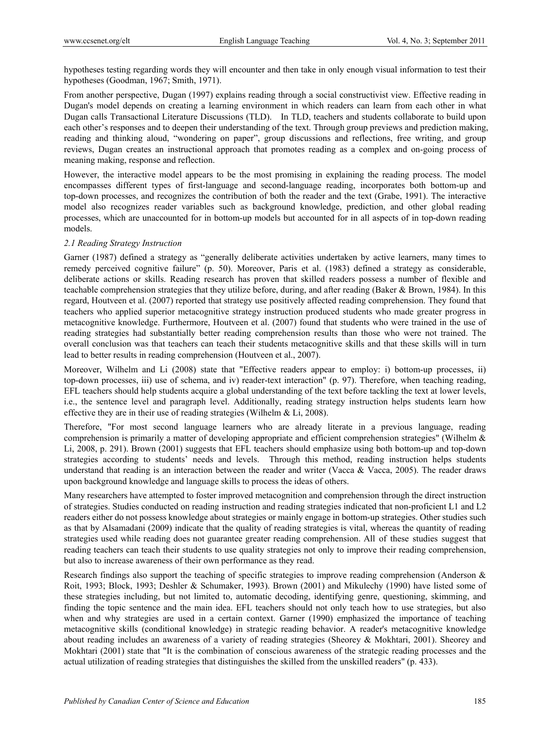hypotheses testing regarding words they will encounter and then take in only enough visual information to test their hypotheses (Goodman, 1967; Smith, 1971).

From another perspective, Dugan (1997) explains reading through a social constructivist view. Effective reading in Dugan's model depends on creating a learning environment in which readers can learn from each other in what Dugan calls Transactional Literature Discussions (TLD). In TLD, teachers and students collaborate to build upon each other's responses and to deepen their understanding of the text. Through group previews and prediction making, reading and thinking aloud, "wondering on paper", group discussions and reflections, free writing, and group reviews, Dugan creates an instructional approach that promotes reading as a complex and on-going process of meaning making, response and reflection.

However, the interactive model appears to be the most promising in explaining the reading process. The model encompasses different types of first-language and second-language reading, incorporates both bottom-up and top-down processes, and recognizes the contribution of both the reader and the text (Grabe, 1991). The interactive model also recognizes reader variables such as background knowledge, prediction, and other global reading processes, which are unaccounted for in bottom-up models but accounted for in all aspects of in top-down reading models.

### *2.1 Reading Strategy Instruction*

Garner (1987) defined a strategy as "generally deliberate activities undertaken by active learners, many times to remedy perceived cognitive failure" (p. 50). Moreover, Paris et al. (1983) defined a strategy as considerable, deliberate actions or skills. Reading research has proven that skilled readers possess a number of flexible and teachable comprehension strategies that they utilize before, during, and after reading (Baker & Brown, 1984). In this regard, Houtveen et al. (2007) reported that strategy use positively affected reading comprehension. They found that teachers who applied superior metacognitive strategy instruction produced students who made greater progress in metacognitive knowledge. Furthermore, Houtveen et al. (2007) found that students who were trained in the use of reading strategies had substantially better reading comprehension results than those who were not trained. The overall conclusion was that teachers can teach their students metacognitive skills and that these skills will in turn lead to better results in reading comprehension (Houtveen et al., 2007).

Moreover, Wilhelm and Li (2008) state that "Effective readers appear to employ: i) bottom-up processes, ii) top-down processes, iii) use of schema, and iv) reader-text interaction" (p. 97). Therefore, when teaching reading, EFL teachers should help students acquire a global understanding of the text before tackling the text at lower levels, i.e., the sentence level and paragraph level. Additionally, reading strategy instruction helps students learn how effective they are in their use of reading strategies (Wilhelm & Li, 2008).

Therefore, "For most second language learners who are already literate in a previous language, reading comprehension is primarily a matter of developing appropriate and efficient comprehension strategies" (Wilhelm & Li, 2008, p. 291). Brown (2001) suggests that EFL teachers should emphasize using both bottom-up and top-down strategies according to students' needs and levels. Through this method, reading instruction helps students understand that reading is an interaction between the reader and writer (Vacca & Vacca, 2005). The reader draws upon background knowledge and language skills to process the ideas of others.

Many researchers have attempted to foster improved metacognition and comprehension through the direct instruction of strategies. Studies conducted on reading instruction and reading strategies indicated that non-proficient L1 and L2 readers either do not possess knowledge about strategies or mainly engage in bottom-up strategies. Other studies such as that by Alsamadani (2009) indicate that the quality of reading strategies is vital, whereas the quantity of reading strategies used while reading does not guarantee greater reading comprehension. All of these studies suggest that reading teachers can teach their students to use quality strategies not only to improve their reading comprehension, but also to increase awareness of their own performance as they read.

Research findings also support the teaching of specific strategies to improve reading comprehension (Anderson & Roit, 1993; Block, 1993; Deshler & Schumaker, 1993). Brown (2001) and Mikulechy (1990) have listed some of these strategies including, but not limited to, automatic decoding, identifying genre, questioning, skimming, and finding the topic sentence and the main idea. EFL teachers should not only teach how to use strategies, but also when and why strategies are used in a certain context. Garner (1990) emphasized the importance of teaching metacognitive skills (conditional knowledge) in strategic reading behavior. A reader's metacognitive knowledge about reading includes an awareness of a variety of reading strategies (Sheorey & Mokhtari, 2001). Sheorey and Mokhtari (2001) state that "It is the combination of conscious awareness of the strategic reading processes and the actual utilization of reading strategies that distinguishes the skilled from the unskilled readers" (p. 433).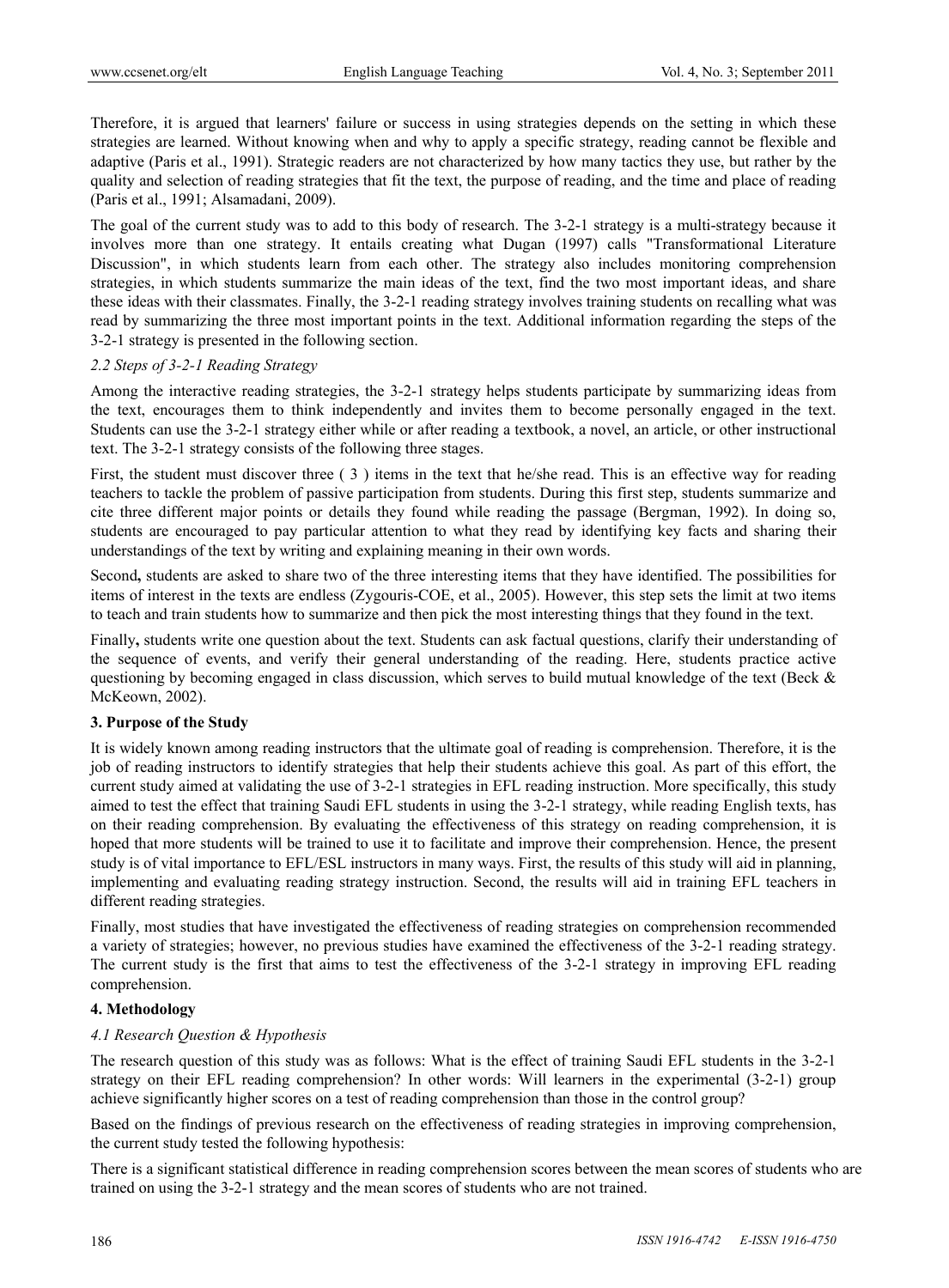Therefore, it is argued that learners' failure or success in using strategies depends on the setting in which these strategies are learned. Without knowing when and why to apply a specific strategy, reading cannot be flexible and adaptive (Paris et al., 1991). Strategic readers are not characterized by how many tactics they use, but rather by the quality and selection of reading strategies that fit the text, the purpose of reading, and the time and place of reading (Paris et al., 1991; Alsamadani, 2009).

The goal of the current study was to add to this body of research. The 3-2-1 strategy is a multi-strategy because it involves more than one strategy. It entails creating what Dugan (1997) calls "Transformational Literature Discussion", in which students learn from each other. The strategy also includes monitoring comprehension strategies, in which students summarize the main ideas of the text, find the two most important ideas, and share these ideas with their classmates. Finally, the 3-2-1 reading strategy involves training students on recalling what was read by summarizing the three most important points in the text. Additional information regarding the steps of the 3-2-1 strategy is presented in the following section.

### *2.2 Steps of 3-2-1 Reading Strategy*

Among the interactive reading strategies, the 3-2-1 strategy helps students participate by summarizing ideas from the text, encourages them to think independently and invites them to become personally engaged in the text. Students can use the 3-2-1 strategy either while or after reading a textbook, a novel, an article, or other instructional text. The 3-2-1 strategy consists of the following three stages.

First, the student must discover three ( 3 ) items in the text that he/she read. This is an effective way for reading teachers to tackle the problem of passive participation from students. During this first step, students summarize and cite three different major points or details they found while reading the passage (Bergman, 1992). In doing so, students are encouraged to pay particular attention to what they read by identifying key facts and sharing their understandings of the text by writing and explaining meaning in their own words.

Second**,** students are asked to share two of the three interesting items that they have identified. The possibilities for items of interest in the texts are endless (Zygouris-COE, et al., 2005). However, this step sets the limit at two items to teach and train students how to summarize and then pick the most interesting things that they found in the text.

Finally**,** students write one question about the text. Students can ask factual questions, clarify their understanding of the sequence of events, and verify their general understanding of the reading. Here, students practice active questioning by becoming engaged in class discussion, which serves to build mutual knowledge of the text (Beck & McKeown, 2002).

## 3. Purpose of the Study

It is widely known among reading instructors that the ultimate goal of reading is comprehension. Therefore, it is the job of reading instructors to identify strategies that help their students achieve this goal. As part of this effort, the current study aimed at validating the use of 3-2-1 strategies in EFL reading instruction. More specifically, this study aimed to test the effect that training Saudi EFL students in using the 3-2-1 strategy, while reading English texts, has on their reading comprehension. By evaluating the effectiveness of this strategy on reading comprehension, it is hoped that more students will be trained to use it to facilitate and improve their comprehension. Hence, the present study is of vital importance to EFL/ESL instructors in many ways. First, the results of this study will aid in planning, implementing and evaluating reading strategy instruction. Second, the results will aid in training EFL teachers in different reading strategies.

Finally, most studies that have investigated the effectiveness of reading strategies on comprehension recommended a variety of strategies; however, no previous studies have examined the effectiveness of the 3-2-1 reading strategy. The current study is the first that aims to test the effectiveness of the 3-2-1 strategy in improving EFL reading comprehension.

## 4. Methodology

### *4.1 Research Question & Hypothesis*

The research question of this study was as follows: What is the effect of training Saudi EFL students in the 3-2-1 strategy on their EFL reading comprehension? In other words: Will learners in the experimental (3-2-1) group achieve significantly higher scores on a test of reading comprehension than those in the control group?

Based on the findings of previous research on the effectiveness of reading strategies in improving comprehension, the current study tested the following hypothesis:

There is a significant statistical difference in reading comprehension scores between the mean scores of students who are trained on using the 3-2-1 strategy and the mean scores of students who are not trained.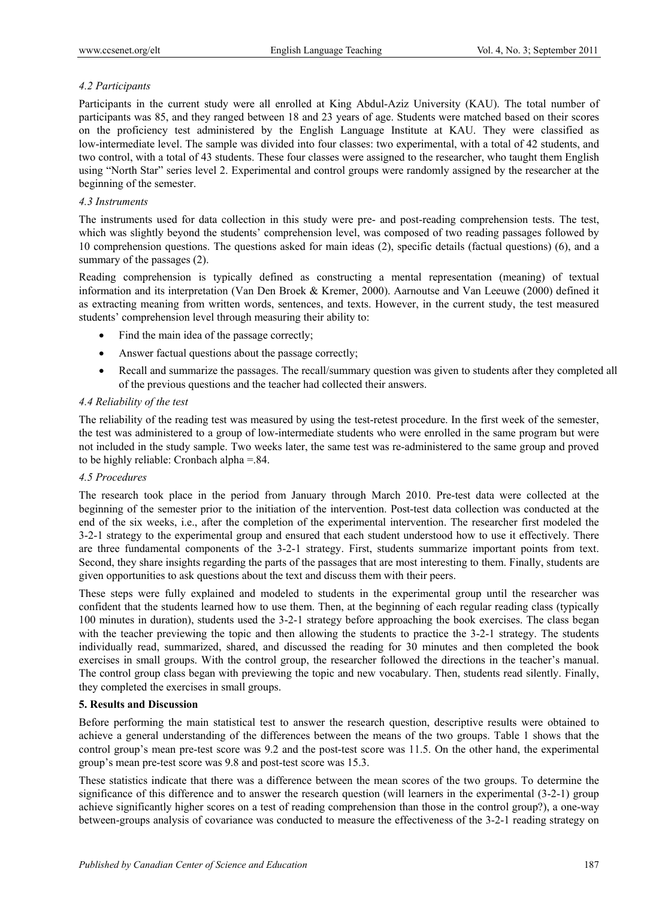### 4.2 Participants

Participants in the current study were all enrolled at King Abdul-Aziz University (KAU). The total number of participants was 85, and they ranged between 18 and 23 years of age. Students were matched based on their scores on the proficiency test administered by the English Language Institute at KAU. They were classified as low-intermediate level. The sample was divided into four classes: two experimental, with a total of 42 students, and two control, with a total of 43 students. These four classes were assigned to the researcher, who taught them English using "North Star" series level 2. Experimental and control groups were randomly assigned by the researcher at the beginning of the semester.

### 4.3 Instruments

The instruments used for data collection in this study were pre- and post-reading comprehension tests. The test, which was slightly beyond the students' comprehension level, was composed of two reading passages followed by 10 comprehension questions. The questions asked for main ideas (2), specific details (factual questions) (6), and a summary of the passages (2).

Reading comprehension is typically defined as constructing a mental representation (meaning) of textual information and its interpretation (Van Den Broek & Kremer, 2000). Aarnoutse and Van Leeuwe (2000) defined it as extracting meaning from written words, sentences, and texts. However, in the current study, the test measured students' comprehension level through measuring their ability to:

- Find the main idea of the passage correctly;
- Answer factual questions about the passage correctly;
- Recall and summarize the passages. The recall/summary question was given to students after they completed all of the previous questions and the teacher had collected their answers.

### 4.4 Reliability of the test

The reliability of the reading test was measured by using the test-retest procedure. In the first week of the semester, the test was administered to a group of low-intermediate students who were enrolled in the same program but were not included in the study sample. Two weeks later, the same test was re-administered to the same group and proved to be highly reliable: Cronbach alpha =.84.

### 4.5 Procedures

The research took place in the period from January through March 2010. Pre-test data were collected at the beginning of the semester prior to the initiation of the intervention. Post-test data collection was conducted at the end of the six weeks, i.e., after the completion of the experimental intervention. The researcher first modeled the 3-2-1 strategy to the experimental group and ensured that each student understood how to use it effectively. There are three fundamental components of the 3-2-1 strategy. First, students summarize important points from text. Second, they share insights regarding the parts of the passages that are most interesting to them. Finally, students are given opportunities to ask questions about the text and discuss them with their peers.

These steps were fully explained and modeled to students in the experimental group until the researcher was confident that the students learned how to use them. Then, at the beginning of each regular reading class (typically 100 minutes in duration), students used the 3-2-1 strategy before approaching the book exercises. The class began with the teacher previewing the topic and then allowing the students to practice the 3-2-1 strategy. The students individually read, summarized, shared, and discussed the reading for 30 minutes and then completed the book exercises in small groups. With the control group, the researcher followed the directions in the teacher's manual. The control group class began with previewing the topic and new vocabulary. Then, students read silently. Finally, they completed the exercises in small groups.

## 5. Results and Discussion

Before performing the main statistical test to answer the research question, descriptive results were obtained to achieve a general understanding of the differences between the means of the two groups. Table 1 shows that the control group's mean pre-test score was 9.2 and the post-test score was 11.5. On the other hand, the experimental group's mean pre-test score was 9.8 and post-test score was 15.3.

These statistics indicate that there was a difference between the mean scores of the two groups. To determine the significance of this difference and to answer the research question (will learners in the experimental (3-2-1) group achieve significantly higher scores on a test of reading comprehension than those in the control group?), a one-way between-groups analysis of covariance was conducted to measure the effectiveness of the 3-2-1 reading strategy on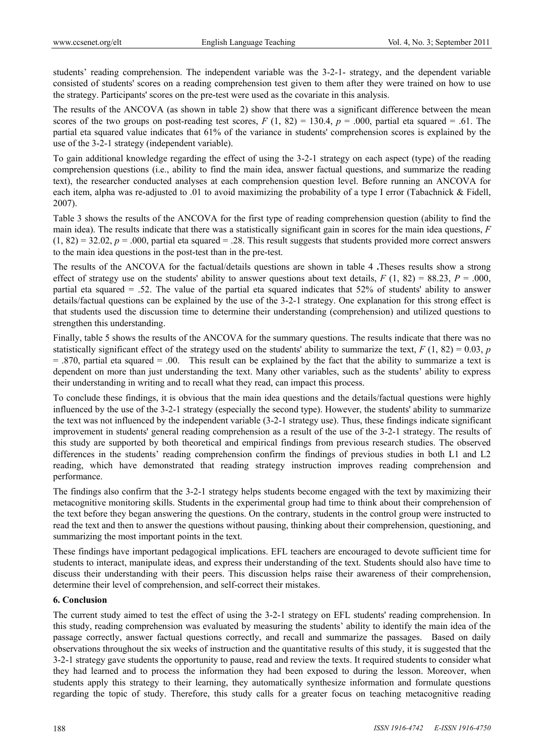students' reading comprehension. The independent variable was the 3-2-1- strategy, and the dependent variable consisted of students' scores on a reading comprehension test given to them after they were trained on how to use the strategy. Participants' scores on the pre-test were used as the covariate in this analysis.

The results of the ANCOVA (as shown in table 2) show that there was a significant difference between the mean scores of the two groups on post-reading test scores, $F$ (1, 82) = 130.4, $p$ = .000, partial eta squared = .61. The partial eta squared value indicates that 61% of the variance in students' comprehension scores is explained by the use of the 3-2-1 strategy (independent variable).

To gain additional knowledge regarding the effect of using the 3-2-1 strategy on each aspect (type) of the reading comprehension questions (i.e., ability to find the main idea, answer factual questions, and summarize the reading text), the researcher conducted analyses at each comprehension question level. Before running an ANCOVA for each item, alpha was re-adjusted to .01 to avoid maximizing the probability of a type I error (Tabachnick & Fidell, 2007).

Table 3 shows the results of the ANCOVA for the first type of reading comprehension question (ability to find the main idea). The results indicate that there was a statistically significant gain in scores for the main idea questions, $F$ (1, 82) = 32.02, $p$ = .000, partial eta squared = .28. This result suggests that students provided more correct answers to the main idea questions in the post-test than in the pre-test.

The results of the ANCOVA for the factual/details questions are shown in table 4 **.**Theses results show a strong effect of strategy use on the students' ability to answer questions about text details, $F$ (1, 82) = 88.23, $P$ = .000, partial eta squared = .52. The value of the partial eta squared indicates that 52% of students' ability to answer details/factual questions can be explained by the use of the 3-2-1 strategy. One explanation for this strong effect is that students used the discussion time to determine their understanding (comprehension) and utilized questions to strengthen this understanding.

Finally, table 5 shows the results of the ANCOVA for the summary questions. The results indicate that there was no statistically significant effect of the strategy used on the students' ability to summarize the text, $F$ (1, 82) = 0.03, $p$ = .870, partial eta squared = .00. This result can be explained by the fact that the ability to summarize a text is dependent on more than just understanding the text. Many other variables, such as the students' ability to express their understanding in writing and to recall what they read, can impact this process.

To conclude these findings, it is obvious that the main idea questions and the details/factual questions were highly influenced by the use of the 3-2-1 strategy (especially the second type). However, the students' ability to summarize the text was not influenced by the independent variable (3-2-1 strategy use). Thus, these findings indicate significant improvement in students' general reading comprehension as a result of the use of the 3-2-1 strategy. The results of this study are supported by both theoretical and empirical findings from previous research studies. The observed differences in the students' reading comprehension confirm the findings of previous studies in both L1 and L2 reading, which have demonstrated that reading strategy instruction improves reading comprehension and performance.

The findings also confirm that the 3-2-1 strategy helps students become engaged with the text by maximizing their metacognitive monitoring skills. Students in the experimental group had time to think about their comprehension of the text before they began answering the questions. On the contrary, students in the control group were instructed to read the text and then to answer the questions without pausing, thinking about their comprehension, questioning, and summarizing the most important points in the text.

These findings have important pedagogical implications. EFL teachers are encouraged to devote sufficient time for students to interact, manipulate ideas, and express their understanding of the text. Students should also have time to discuss their understanding with their peers. This discussion helps raise their awareness of their comprehension, determine their level of comprehension, and self-correct their mistakes.

## 6. Conclusion

The current study aimed to test the effect of using the 3-2-1 strategy on EFL students' reading comprehension. In this study, reading comprehension was evaluated by measuring the students' ability to identify the main idea of the passage correctly, answer factual questions correctly, and recall and summarize the passages. Based on daily observations throughout the six weeks of instruction and the quantitative results of this study, it is suggested that the 3-2-1 strategy gave students the opportunity to pause, read and review the texts. It required students to consider what they had learned and to process the information they had been exposed to during the lesson. Moreover, when students apply this strategy to their learning, they automatically synthesize information and formulate questions regarding the topic of study. Therefore, this study calls for a greater focus on teaching metacognitive reading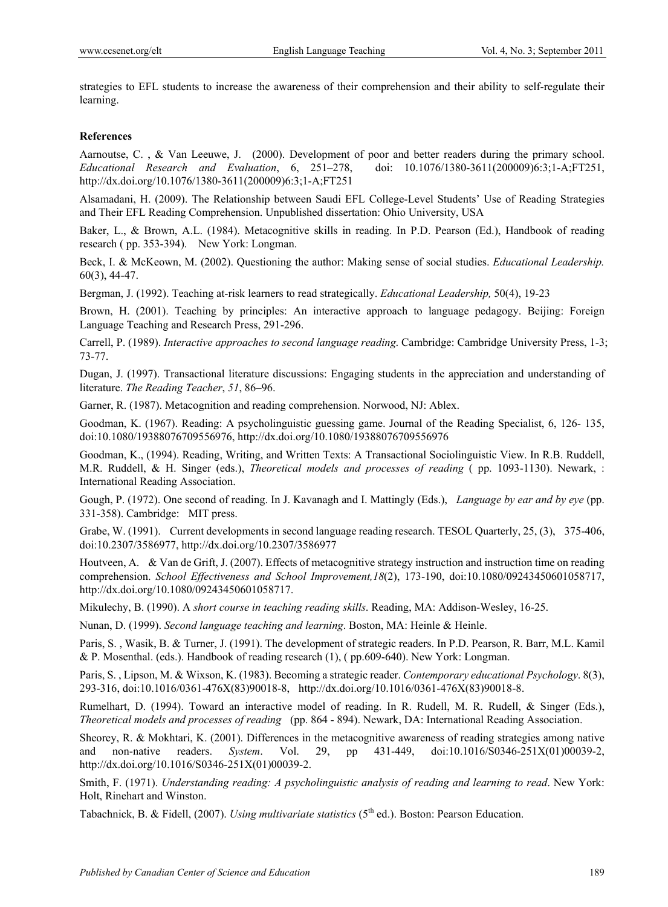strategies to EFL students to increase the awareness of their comprehension and their ability to self-regulate their learning.

**References**

Aarnoutse, C. , & Van Leeuwe, J. (2000). Development of poor and better readers during the primary school. *Educational Research and Evaluation*, 6, 251–278, doi: 10.1076/1380-3611(200009)6:3;1-A;FT251, http://dx.doi.org/10.1076/1380-3611(200009)6:3;1-A;FT251

Alsamadani, H. (2009). The Relationship between Saudi EFL College-Level Students' Use of Reading Strategies and Their EFL Reading Comprehension. Unpublished dissertation: Ohio University, USA

Baker, L., & Brown, A.L. (1984). Metacognitive skills in reading. In P.D. Pearson (Ed.), Handbook of reading research ( pp. 353-394). New York: Longman.

Beck, I. & McKeown, M. (2002). Questioning the author: Making sense of social studies. *Educational Leadership.* 60(3), 44-47.

Bergman, J. (1992). Teaching at-risk learners to read strategically. *Educational Leadership,* 50(4), 19-23

Brown, H. (2001). Teaching by principles: An interactive approach to language pedagogy. Beijing: Foreign Language Teaching and Research Press, 291-296.

Carrell, P. (1989). *Interactive approaches to second language reading*. Cambridge: Cambridge University Press, 1-3; 73-77.

Dugan, J. (1997). Transactional literature discussions: Engaging students in the appreciation and understanding of literature. *The Reading Teacher*, *51*, 86–96.

Garner, R. (1987). Metacognition and reading comprehension. Norwood, NJ: Ablex.

Goodman, K. (1967). Reading: A psycholinguistic guessing game. Journal of the Reading Specialist, 6, 126- 135, doi:10.1080/19388076709556976, http://dx.doi.org/10.1080/19388076709556976

Goodman, K., (1994). Reading, Writing, and Written Texts: A Transactional Sociolinguistic View. In R.B. Ruddell, M.R. Ruddell, & H. Singer (eds.), *Theoretical models and processes of reading* ( pp. 1093-1130). Newark, : International Reading Association.

Gough, P. (1972). One second of reading. In J. Kavanagh and I. Mattingly (Eds.), *Language by ear and by eye* (pp. 331-358). Cambridge: MIT press.

Grabe, W. (1991). Current developments in second language reading research. TESOL Quarterly, 25, (3), 375-406, doi:10.2307/3586977, http://dx.doi.org/10.2307/3586977

Houtveen, A. & Van de Grift, J. (2007). Effects of metacognitive strategy instruction and instruction time on reading comprehension. *School Effectiveness and School Improvement,18*(2), 173-190, doi:10.1080/09243450601058717, http://dx.doi.org/10.1080/09243450601058717.

Mikulechy, B. (1990). A *short course in teaching reading skills*. Reading, MA: Addison-Wesley, 16-25.

Nunan, D. (1999). *Second language teaching and learning*. Boston, MA: Heinle & Heinle.

Paris, S. , Wasik, B. & Turner, J. (1991). The development of strategic readers. In P.D. Pearson, R. Barr, M.L. Kamil & P. Mosenthal. (eds.). Handbook of reading research (1), ( pp.609-640). New York: Longman.

Paris, S. , Lipson, M. & Wixson, K. (1983). Becoming a strategic reader. *Contemporary educational Psychology*. 8(3), 293-316, doi:10.1016/0361-476X(83)90018-8, http://dx.doi.org/10.1016/0361-476X(83)90018-8.

Rumelhart, D. (1994). Toward an interactive model of reading. In R. Rudell, M. R. Rudell, & Singer (Eds.), *Theoretical models and processes of reading* (pp. 864 - 894). Newark, DA: International Reading Association.

Sheorey, R. & Mokhtari, K. (2001). Differences in the metacognitive awareness of reading strategies among native and non-native readers. *System*. Vol. 29, pp 431-449, doi:10.1016/S0346-251X(01)00039-2, http://dx.doi.org/10.1016/S0346-251X(01)00039-2.

Smith, F. (1971). *Understanding reading: A psycholinguistic analysis of reading and learning to read*. New York: Holt, Rinehart and Winston.

Tabachnick, B. & Fidell, (2007). *Using multivariate statistics* (5th ed.). Boston: Pearson Education.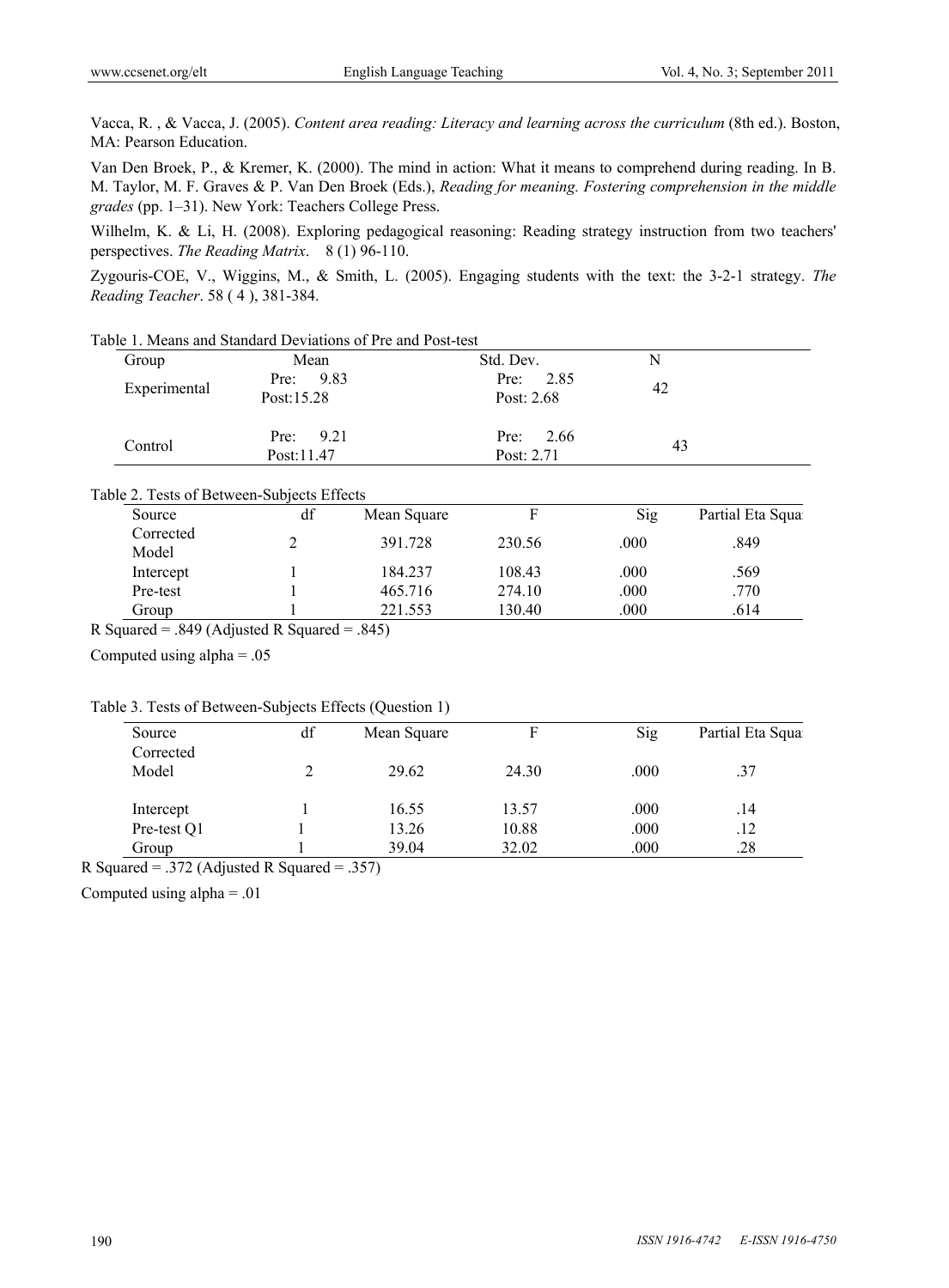Vacca, R. , & Vacca, J. (2005). *Content area reading: Literacy and learning across the curriculum* (8th ed.). Boston, MA: Pearson Education.

Van Den Broek, P., & Kremer, K. (2000). The mind in action: What it means to comprehend during reading. In B. M. Taylor, M. F. Graves & P. Van Den Broek (Eds.), *Reading for meaning. Fostering comprehension in the middle grades* (pp. 1–31). New York: Teachers College Press.

Wilhelm, K. & Li, H. (2008). Exploring pedagogical reasoning: Reading strategy instruction from two teachers' perspectives. *The Reading Matrix*. 8 (1) 96-110.

Zygouris-COE, V., Wiggins, M., & Smith, L. (2005). Engaging students with the text: the 3-2-1 strategy. *The Reading Teacher*. 58 ( 4 ), 381-384.

Table 1. Means and Standard Deviations of Pre and Post-test

| Group | Mean | Std. Dev. | N |
|---|---|---|---|
| Experimental | Pre: 9.83<br>Post:15.28 | Pre: 2.85<br>Post: 2.68 | 42 |
| Control | Pre: 9.21<br>Post:11.47 | Pre: 2.66<br>Post: 2.71 | 43 |

Table 2. Tests of Between-Subjects Effects

| Source | df | Mean Square | F | Sig | Partial Eta Squa |
|---|---|---|---|---|---|
| Corrected Model | 2 | 391.728 | 230.56 | .000 | .849 |
| Intercept | 1 | 184.237 | 108.43 | .000 | .569 |
| Pre-test | 1 | 465.716 | 274.10 | .000 | .770 |
| Group | 1 | 221.553 | 130.40 | .000 | .614 |

R Squared = .849 (Adjusted R Squared = .845)

Computed using alpha = .05

Table 3. Tests of Between-Subjects Effects (Question 1)

| Source | df | Mean Square | F | Sig | Partial Eta Squa |
|---|---|---|---|---|---|
| Corrected Model | 2 | 29.62 | 24.30 | .000 | .37 |
| Intercept | 1 | 16.55 | 13.57 | .000 | .14 |
| Pre-test Q1 | 1 | 13.26 | 10.88 | .000 | .12 |
| Group | 1 | 39.04 | 32.02 | .000 | .28 |

R Squared = .372 (Adjusted R Squared = .357)

Computed using alpha = .01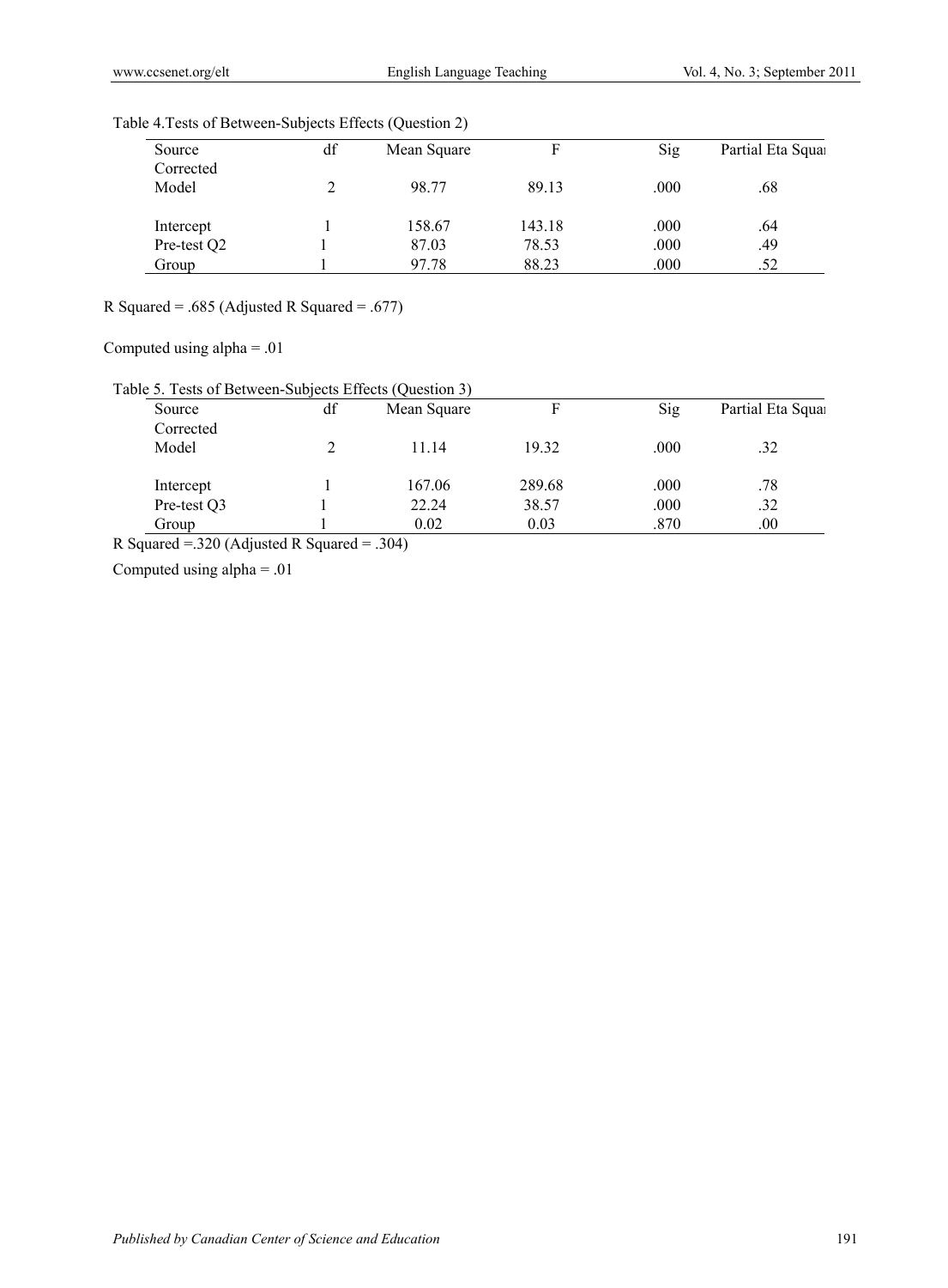Table 4.Tests of Between-Subjects Effects (Question 2)

| Source | df | Mean Square | F | Sig | Partial Eta Squar |
|---|---|---|---|---|---|
| Corrected Model | 2 | 98.77 | 89.13 | .000 | .68 |
| Intercept | 1 | 158.67 | 143.18 | .000 | .64 |
| Pre-test Q2 | 1 | 87.03 | 78.53 | .000 | .49 |
| Group | 1 | 97.78 | 88.23 | .000 | .52 |

R Squared = .685 (Adjusted R Squared = .677)

Computed using alpha = .01

Table 5. Tests of Between-Subjects Effects (Question 3)

| Source | df | Mean Square | F | Sig | Partial Eta Squar |
|---|---|---|---|---|---|
| Corrected Model | 2 | 11.14 | 19.32 | .000 | .32 |
| Intercept | 1 | 167.06 | 289.68 | .000 | .78 |
| Pre-test Q3 | 1 | 22.24 | 38.57 | .000 | .32 |
| Group | 1 | 0.02 | 0.03 | .870 | .00 |

R Squared =.320 (Adjusted R Squared = .304)

Computed using alpha = .01